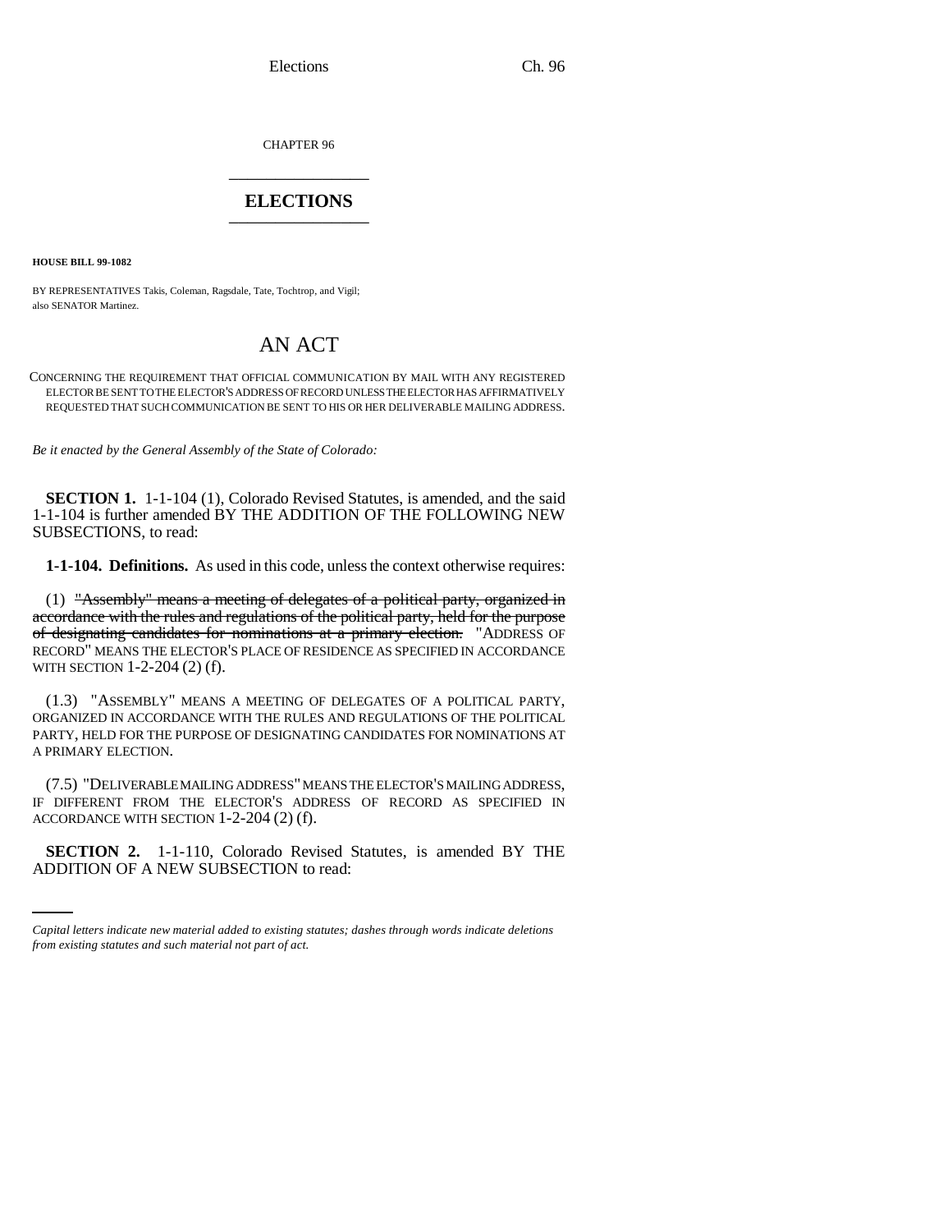CHAPTER 96

# ELECTIONS

**HOUSE BILL 99-1082**

BY REPRESENTATIVES Takis, Coleman, Ragsdale, Tate, Tochtrop, and Vigil;
also SENATOR Martinez.

# AN ACT

CONCERNING THE REQUIREMENT THAT OFFICIAL COMMUNICATION BY MAIL WITH ANY REGISTERED ELECTOR BE SENT TO THE ELECTOR'S ADDRESS OF RECORD UNLESS THE ELECTOR HAS AFFIRMATIVELY REQUESTED THAT SUCH COMMUNICATION BE SENT TO HIS OR HER DELIVERABLE MAILING ADDRESS.

*Be it enacted by the General Assembly of the State of Colorado:*

**SECTION 1.** 1-1-104 (1), Colorado Revised Statutes, is amended, and the said 1-1-104 is further amended BY THE ADDITION OF THE FOLLOWING NEW SUBSECTIONS, to read:

**1-1-104. Definitions.** As used in this code, unless the context otherwise requires:

(1) ~~"Assembly" means a meeting of delegates of a political party, organized in accordance with the rules and regulations of the political party, held for the purpose of designating candidates for nominations at a primary election.~~ "ADDRESS OF RECORD" MEANS THE ELECTOR'S PLACE OF RESIDENCE AS SPECIFIED IN ACCORDANCE WITH SECTION 1-2-204 (2) (f).

(1.3) "ASSEMBLY" MEANS A MEETING OF DELEGATES OF A POLITICAL PARTY, ORGANIZED IN ACCORDANCE WITH THE RULES AND REGULATIONS OF THE POLITICAL PARTY, HELD FOR THE PURPOSE OF DESIGNATING CANDIDATES FOR NOMINATIONS AT A PRIMARY ELECTION.

(7.5) "DELIVERABLE MAILING ADDRESS" MEANS THE ELECTOR'S MAILING ADDRESS, IF DIFFERENT FROM THE ELECTOR'S ADDRESS OF RECORD AS SPECIFIED IN ACCORDANCE WITH SECTION 1-2-204 (2) (f).

**SECTION 2.** 1-1-110, Colorado Revised Statutes, is amended BY THE ADDITION OF A NEW SUBSECTION to read:

---

*Capital letters indicate new material added to existing statutes; dashes through words indicate deletions from existing statutes and such material not part of act.*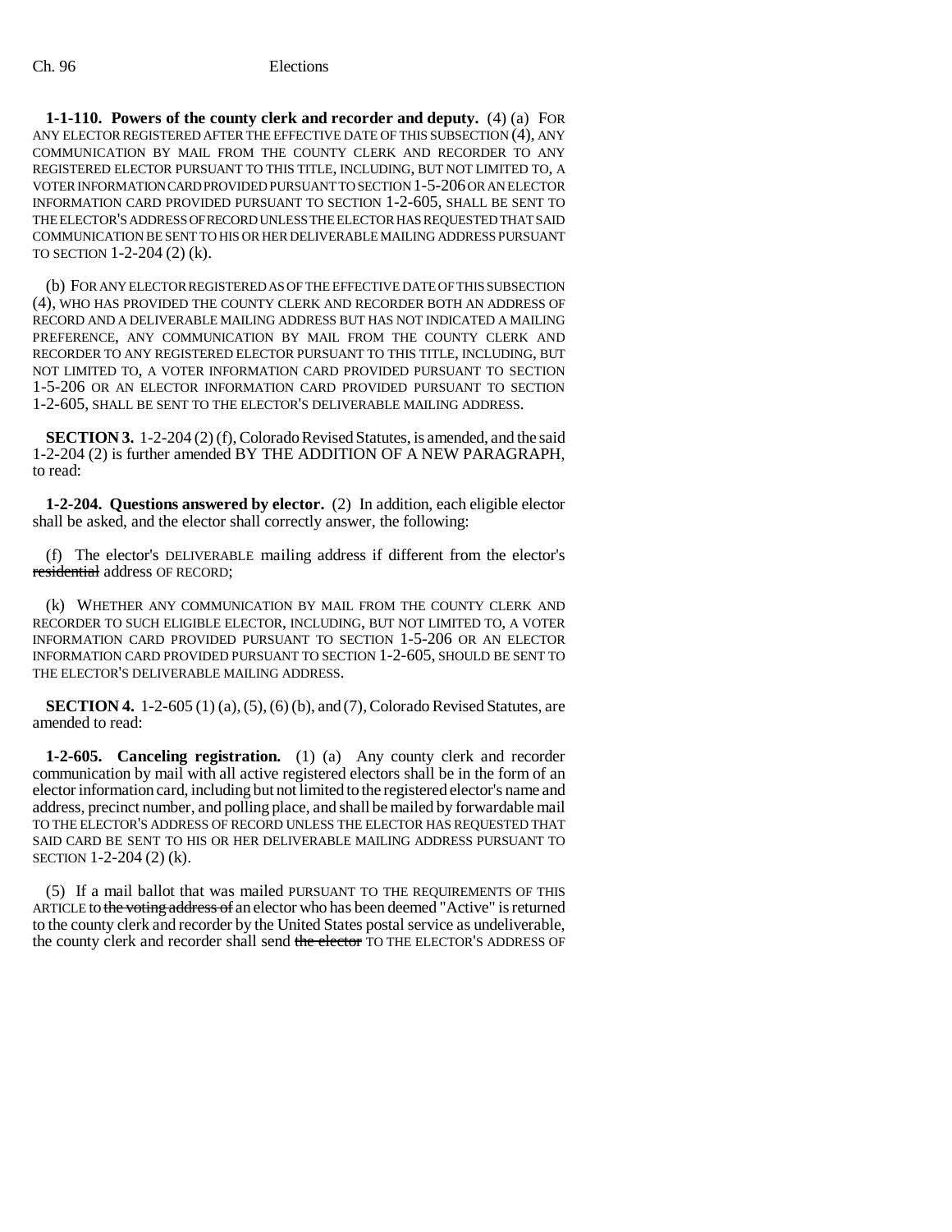**1-1-110. Powers of the county clerk and recorder and deputy.** (4) (a) FOR ANY ELECTOR REGISTERED AFTER THE EFFECTIVE DATE OF THIS SUBSECTION (4), ANY COMMUNICATION BY MAIL FROM THE COUNTY CLERK AND RECORDER TO ANY REGISTERED ELECTOR PURSUANT TO THIS TITLE, INCLUDING, BUT NOT LIMITED TO, A VOTER INFORMATION CARD PROVIDED PURSUANT TO SECTION 1-5-206 OR AN ELECTOR INFORMATION CARD PROVIDED PURSUANT TO SECTION 1-2-605, SHALL BE SENT TO THE ELECTOR'S ADDRESS OF RECORD UNLESS THE ELECTOR HAS REQUESTED THAT SAID COMMUNICATION BE SENT TO HIS OR HER DELIVERABLE MAILING ADDRESS PURSUANT TO SECTION 1-2-204 (2) (k).

(b) FOR ANY ELECTOR REGISTERED AS OF THE EFFECTIVE DATE OF THIS SUBSECTION (4), WHO HAS PROVIDED THE COUNTY CLERK AND RECORDER BOTH AN ADDRESS OF RECORD AND A DELIVERABLE MAILING ADDRESS BUT HAS NOT INDICATED A MAILING PREFERENCE, ANY COMMUNICATION BY MAIL FROM THE COUNTY CLERK AND RECORDER TO ANY REGISTERED ELECTOR PURSUANT TO THIS TITLE, INCLUDING, BUT NOT LIMITED TO, A VOTER INFORMATION CARD PROVIDED PURSUANT TO SECTION 1-5-206 OR AN ELECTOR INFORMATION CARD PROVIDED PURSUANT TO SECTION 1-2-605, SHALL BE SENT TO THE ELECTOR'S DELIVERABLE MAILING ADDRESS.

**SECTION 3.** 1-2-204 (2) (f), Colorado Revised Statutes, is amended, and the said 1-2-204 (2) is further amended BY THE ADDITION OF A NEW PARAGRAPH, to read:

**1-2-204. Questions answered by elector.** (2) In addition, each eligible elector shall be asked, and the elector shall correctly answer, the following:

(f) The elector's DELIVERABLE mailing address if different from the elector's ~~residential~~ address OF RECORD;

(k) WHETHER ANY COMMUNICATION BY MAIL FROM THE COUNTY CLERK AND RECORDER TO SUCH ELIGIBLE ELECTOR, INCLUDING, BUT NOT LIMITED TO, A VOTER INFORMATION CARD PROVIDED PURSUANT TO SECTION 1-5-206 OR AN ELECTOR INFORMATION CARD PROVIDED PURSUANT TO SECTION 1-2-605, SHOULD BE SENT TO THE ELECTOR'S DELIVERABLE MAILING ADDRESS.

**SECTION 4.** 1-2-605 (1) (a), (5), (6) (b), and (7), Colorado Revised Statutes, are amended to read:

**1-2-605. Canceling registration.** (1) (a) Any county clerk and recorder communication by mail with all active registered electors shall be in the form of an elector information card, including but not limited to the registered elector's name and address, precinct number, and polling place, and shall be mailed by forwardable mail TO THE ELECTOR'S ADDRESS OF RECORD UNLESS THE ELECTOR HAS REQUESTED THAT SAID CARD BE SENT TO HIS OR HER DELIVERABLE MAILING ADDRESS PURSUANT TO SECTION 1-2-204 (2) (k).

(5) If a mail ballot that was mailed PURSUANT TO THE REQUIREMENTS OF THIS ARTICLE to ~~the voting address of~~ an elector who has been deemed "Active" is returned to the county clerk and recorder by the United States postal service as undeliverable, the county clerk and recorder shall send ~~the elector~~ TO THE ELECTOR'S ADDRESS OF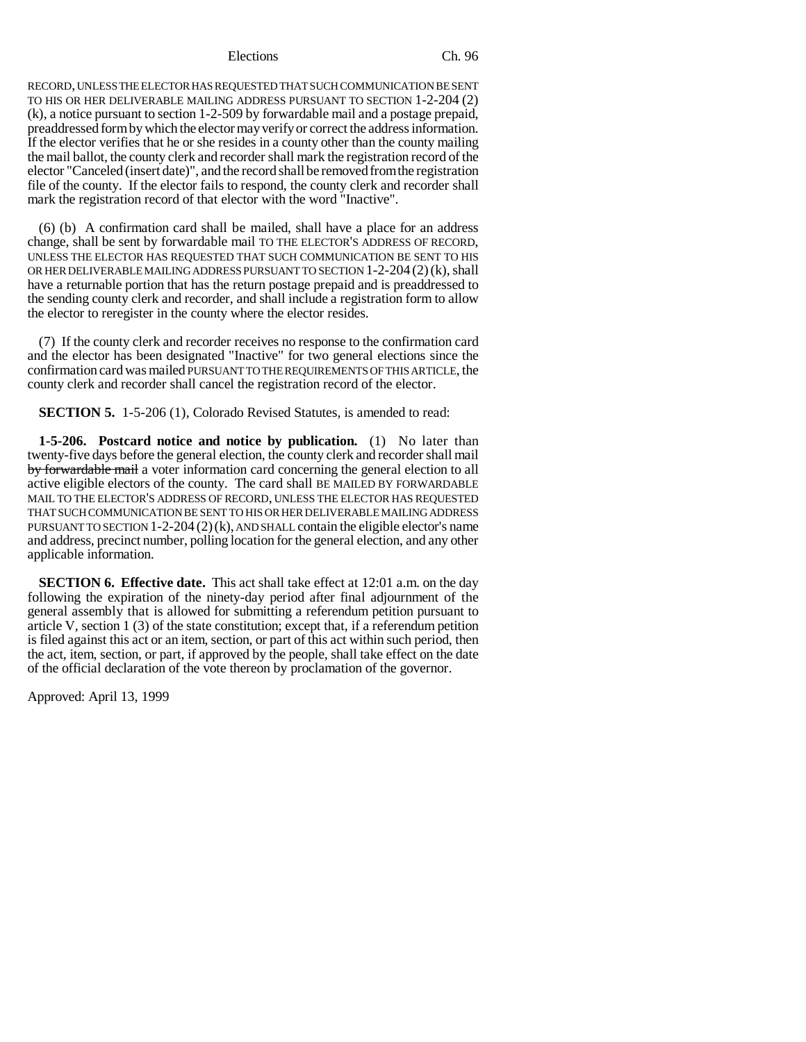RECORD, UNLESS THE ELECTOR HAS REQUESTED THAT SUCH COMMUNICATION BE SENT TO HIS OR HER DELIVERABLE MAILING ADDRESS PURSUANT TO SECTION 1-2-204 (2) (k), a notice pursuant to section 1-2-509 by forwardable mail and a postage prepaid, preaddressed form by which the elector may verify or correct the address information. If the elector verifies that he or she resides in a county other than the county mailing the mail ballot, the county clerk and recorder shall mark the registration record of the elector "Canceled (insert date)", and the record shall be removed from the registration file of the county. If the elector fails to respond, the county clerk and recorder shall mark the registration record of that elector with the word "Inactive".

(6) (b) A confirmation card shall be mailed, shall have a place for an address change, shall be sent by forwardable mail TO THE ELECTOR'S ADDRESS OF RECORD, UNLESS THE ELECTOR HAS REQUESTED THAT SUCH COMMUNICATION BE SENT TO HIS OR HER DELIVERABLE MAILING ADDRESS PURSUANT TO SECTION 1-2-204 (2) (k), shall have a returnable portion that has the return postage prepaid and is preaddressed to the sending county clerk and recorder, and shall include a registration form to allow the elector to reregister in the county where the elector resides.

(7) If the county clerk and recorder receives no response to the confirmation card and the elector has been designated "Inactive" for two general elections since the confirmation card was mailed PURSUANT TO THE REQUIREMENTS OF THIS ARTICLE, the county clerk and recorder shall cancel the registration record of the elector.

**SECTION 5.** 1-5-206 (1), Colorado Revised Statutes, is amended to read:

**1-5-206. Postcard notice and notice by publication.** (1) No later than twenty-five days before the general election, the county clerk and recorder shall mail ~~by forwardable mail~~ a voter information card concerning the general election to all active eligible electors of the county. The card shall BE MAILED BY FORWARDABLE MAIL TO THE ELECTOR'S ADDRESS OF RECORD, UNLESS THE ELECTOR HAS REQUESTED THAT SUCH COMMUNICATION BE SENT TO HIS OR HER DELIVERABLE MAILING ADDRESS PURSUANT TO SECTION 1-2-204 (2) (k), AND SHALL contain the eligible elector's name and address, precinct number, polling location for the general election, and any other applicable information.

**SECTION 6. Effective date.** This act shall take effect at 12:01 a.m. on the day following the expiration of the ninety-day period after final adjournment of the general assembly that is allowed for submitting a referendum petition pursuant to article V, section 1 (3) of the state constitution; except that, if a referendum petition is filed against this act or an item, section, or part of this act within such period, then the act, item, section, or part, if approved by the people, shall take effect on the date of the official declaration of the vote thereon by proclamation of the governor.

Approved: April 13, 1999